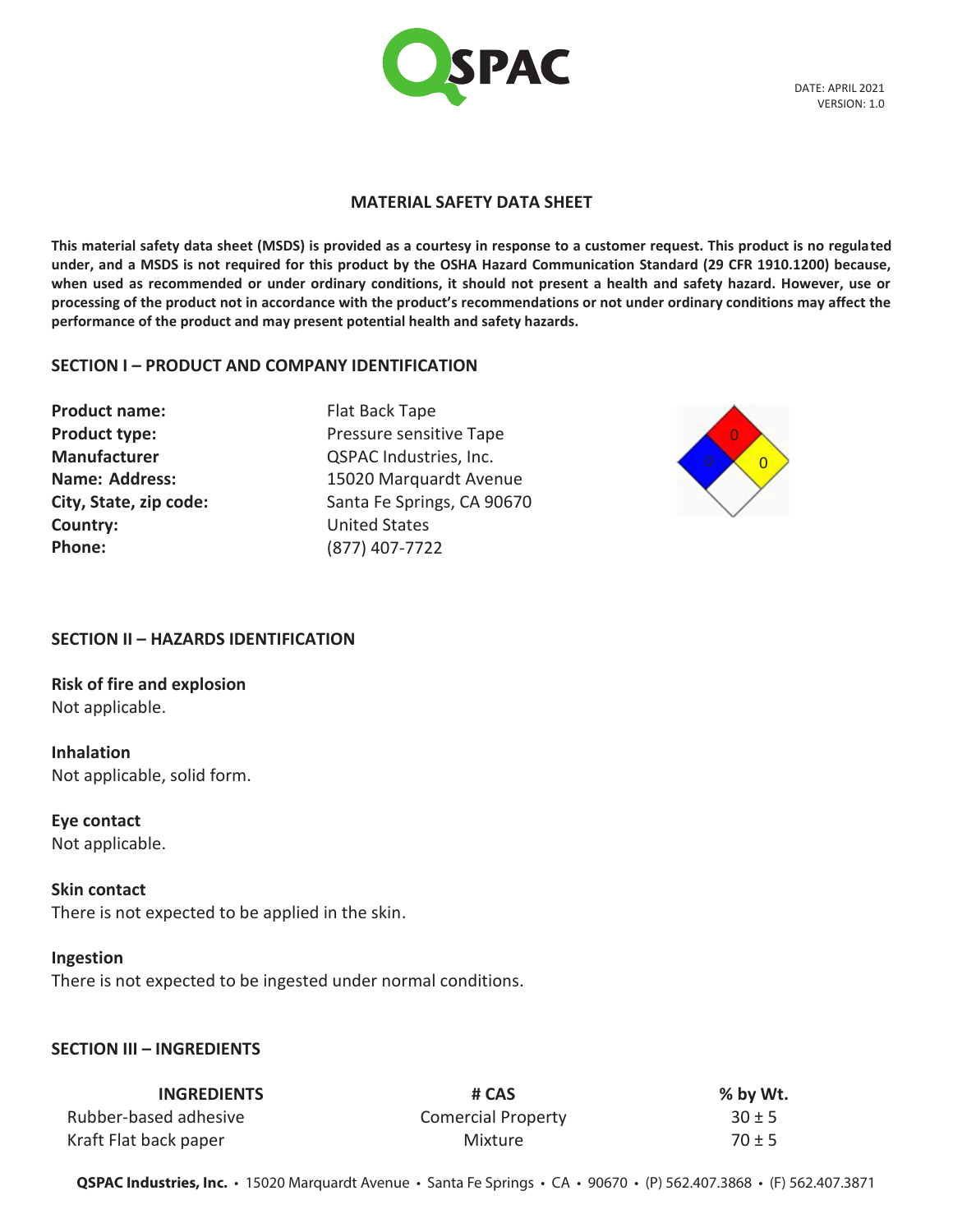DATE: APRIL 2021
VERSION: 1.0

# MATERIAL SAFETY DATA SHEET

**This material safety data sheet (MSDS) is provided as a courtesy in response to a customer request. This product is no regulated under, and a MSDS is not required for this product by the OSHA Hazard Communication Standard (29 CFR 1910.1200) because, when used as recommended or under ordinary conditions, it should not present a health and safety hazard. However, use or processing of the product not in accordance with the product's recommendations or not under ordinary conditions may affect the performance of the product and may present potential health and safety hazards.**

## SECTION I – PRODUCT AND COMPANY IDENTIFICATION

**Product name:** Flat Back Tape
**Product type:** Pressure sensitive Tape
**Manufacturer** QSPAC Industries, Inc.
**Name: Address:** 15020 Marquardt Avenue
**City, State, zip code:** Santa Fe Springs, CA 90670
**Country:** United States
**Phone:** (877) 407-7722

## SECTION II – HAZARDS IDENTIFICATION

**Risk of fire and explosion**
Not applicable.

**Inhalation**
Not applicable, solid form.

**Eye contact**
Not applicable.

**Skin contact**
There is not expected to be applied in the skin.

**Ingestion**
There is not expected to be ingested under normal conditions.

## SECTION III – INGREDIENTS

| INGREDIENTS | # CAS | % by Wt. |
|---|---|---|
| Rubber-based adhesive | Comercial Property | 30 ± 5 |
| Kraft Flat back paper | Mixture | 70 ± 5 |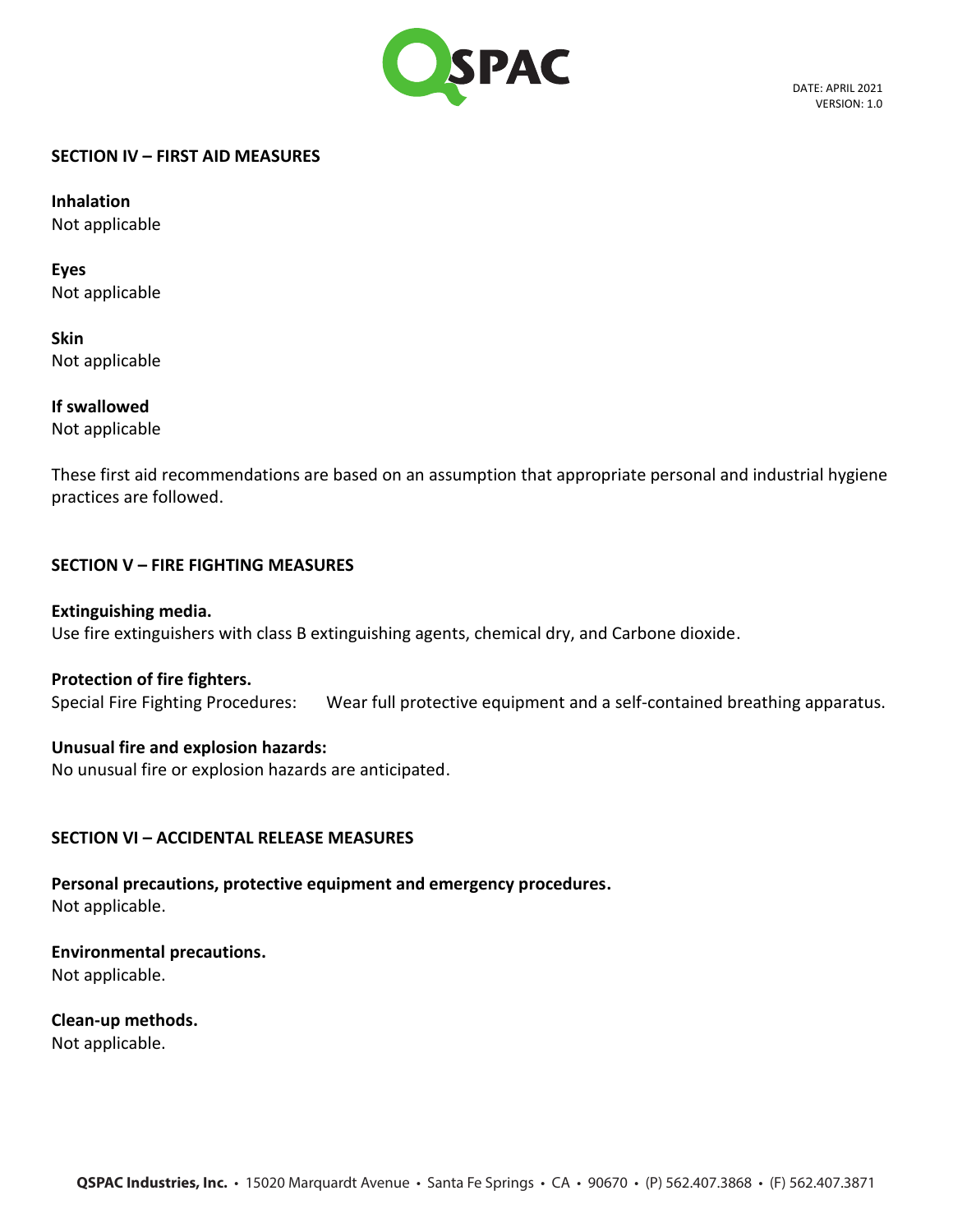## SECTION IV – FIRST AID MEASURES

**Inhalation**
Not applicable

**Eyes**
Not applicable

**Skin**
Not applicable

**If swallowed**
Not applicable

These first aid recommendations are based on an assumption that appropriate personal and industrial hygiene practices are followed.

## SECTION V – FIRE FIGHTING MEASURES

**Extinguishing media.**
Use fire extinguishers with class B extinguishing agents, chemical dry, and Carbone dioxide.

**Protection of fire fighters.**
Special Fire Fighting Procedures: Wear full protective equipment and a self-contained breathing apparatus.

**Unusual fire and explosion hazards:**
No unusual fire or explosion hazards are anticipated.

## SECTION VI – ACCIDENTAL RELEASE MEASURES

**Personal precautions, protective equipment and emergency procedures.**
Not applicable.

**Environmental precautions.**
Not applicable.

**Clean-up methods.**
Not applicable.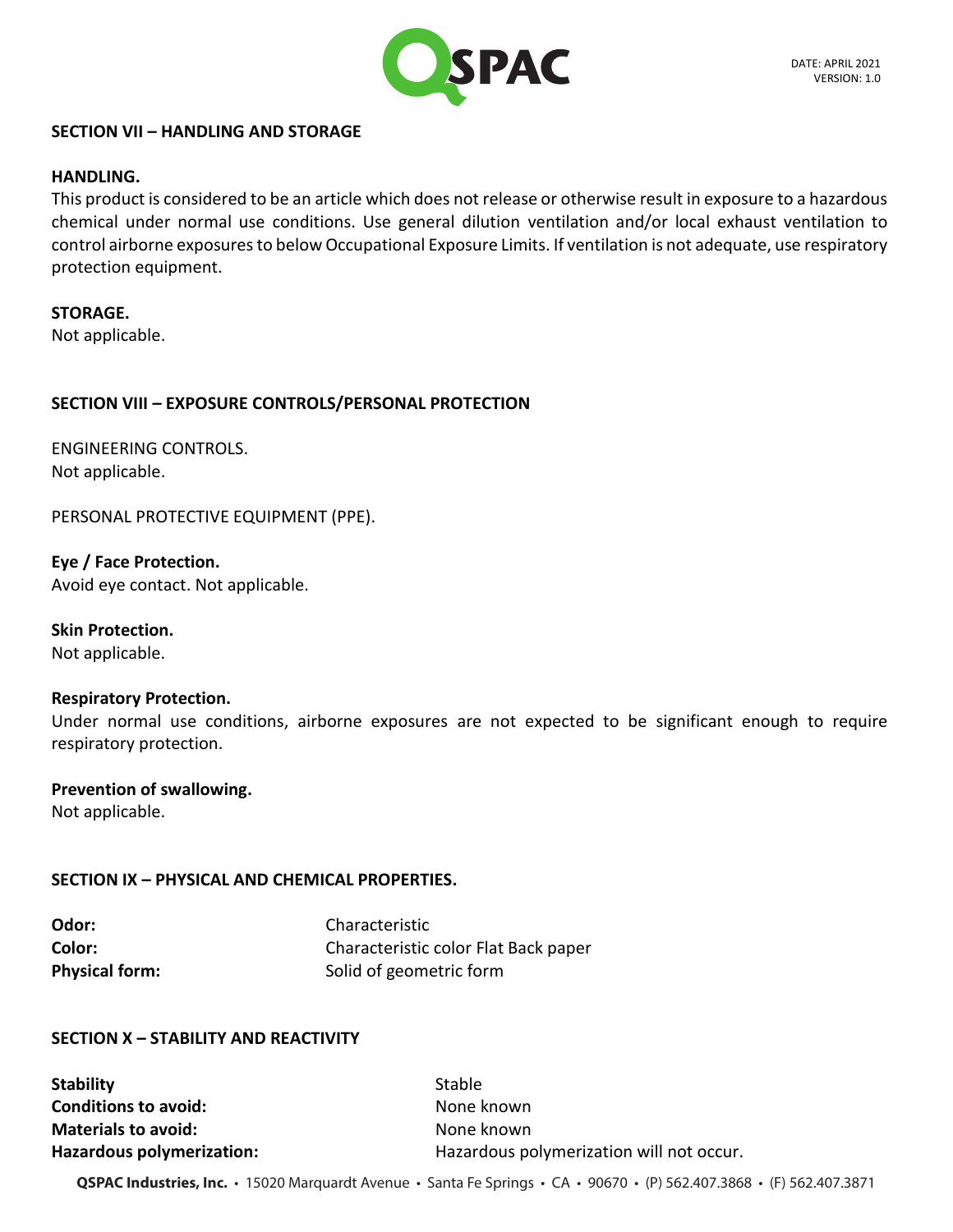## SECTION VII – HANDLING AND STORAGE

**HANDLING.**

This product is considered to be an article which does not release or otherwise result in exposure to a hazardous chemical under normal use conditions. Use general dilution ventilation and/or local exhaust ventilation to control airborne exposures to below Occupational Exposure Limits. If ventilation is not adequate, use respiratory protection equipment.

**STORAGE.**

Not applicable.

## SECTION VIII – EXPOSURE CONTROLS/PERSONAL PROTECTION

ENGINEERING CONTROLS.

Not applicable.

PERSONAL PROTECTIVE EQUIPMENT (PPE).

**Eye / Face Protection.**

Avoid eye contact. Not applicable.

**Skin Protection.**

Not applicable.

**Respiratory Protection.**

Under normal use conditions, airborne exposures are not expected to be significant enough to require respiratory protection.

**Prevention of swallowing.**

Not applicable.

## SECTION IX – PHYSICAL AND CHEMICAL PROPERTIES.

| | |
|---|---|
| **Odor:** | Characteristic |
| **Color:** | Characteristic color Flat Back paper |
| **Physical form:** | Solid of geometric form |

## SECTION X – STABILITY AND REACTIVITY

| | |
|---|---|
| **Stability** | Stable |
| **Conditions to avoid:** | None known |
| **Materials to avoid:** | None known |
| **Hazardous polymerization:** | Hazardous polymerization will not occur. |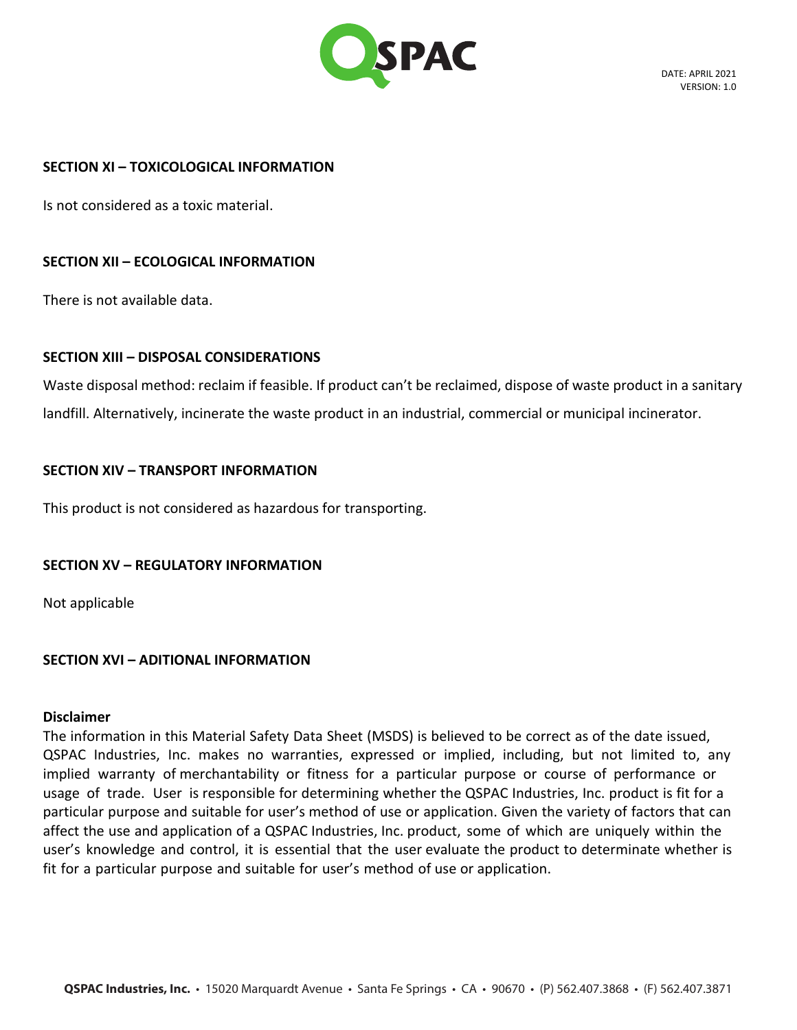## SECTION XI – TOXICOLOGICAL INFORMATION

Is not considered as a toxic material.

## SECTION XII – ECOLOGICAL INFORMATION

There is not available data.

## SECTION XIII – DISPOSAL CONSIDERATIONS

Waste disposal method: reclaim if feasible. If product can't be reclaimed, dispose of waste product in a sanitary landfill. Alternatively, incinerate the waste product in an industrial, commercial or municipal incinerator.

## SECTION XIV – TRANSPORT INFORMATION

This product is not considered as hazardous for transporting.

## SECTION XV – REGULATORY INFORMATION

Not applicable

## SECTION XVI – ADITIONAL INFORMATION

**Disclaimer**

The information in this Material Safety Data Sheet (MSDS) is believed to be correct as of the date issued, QSPAC Industries, Inc. makes no warranties, expressed or implied, including, but not limited to, any implied warranty of merchantability or fitness for a particular purpose or course of performance or usage of trade. User is responsible for determining whether the QSPAC Industries, Inc. product is fit for a particular purpose and suitable for user's method of use or application. Given the variety of factors that can affect the use and application of a QSPAC Industries, Inc. product, some of which are uniquely within the user's knowledge and control, it is essential that the user evaluate the product to determinate whether is fit for a particular purpose and suitable for user's method of use or application.